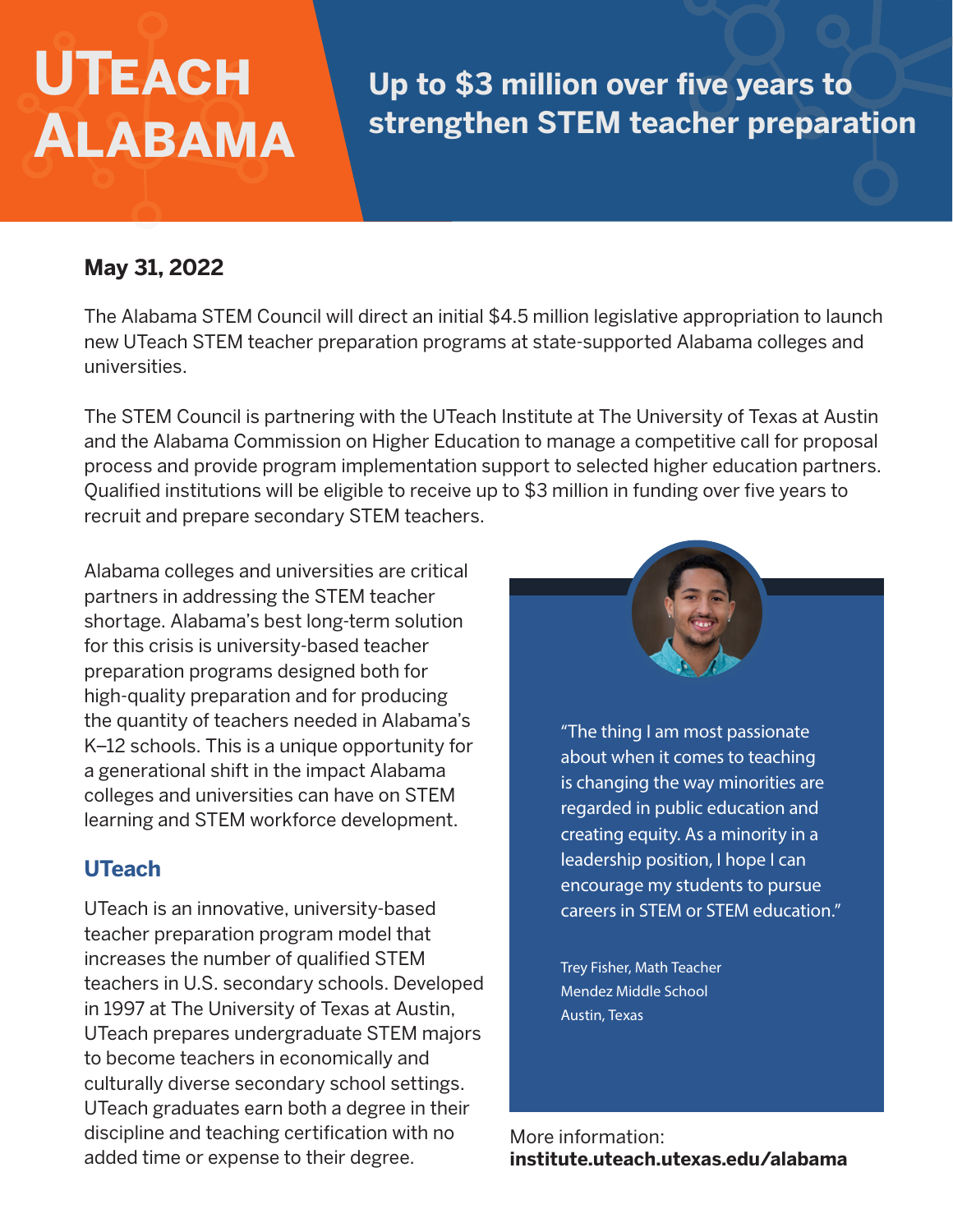# UTeach Alabama

## Up to $3 million over five years to strengthen STEM teacher preparation

**May 31, 2022**

The Alabama STEM Council will direct an initial $4.5 million legislative appropriation to launch new UTeach STEM teacher preparation programs at state-supported Alabama colleges and universities.

The STEM Council is partnering with the UTeach Institute at The University of Texas at Austin and the Alabama Commission on Higher Education to manage a competitive call for proposal process and provide program implementation support to selected higher education partners. Qualified institutions will be eligible to receive up to $3 million in funding over five years to recruit and prepare secondary STEM teachers.

Alabama colleges and universities are critical partners in addressing the STEM teacher shortage. Alabama's best long-term solution for this crisis is university-based teacher preparation programs designed both for high-quality preparation and for producing the quantity of teachers needed in Alabama's K–12 schools. This is a unique opportunity for a generational shift in the impact Alabama colleges and universities can have on STEM learning and STEM workforce development.

### UTeach

UTeach is an innovative, university-based teacher preparation program model that increases the number of qualified STEM teachers in U.S. secondary schools. Developed in 1997 at The University of Texas at Austin, UTeach prepares undergraduate STEM majors to become teachers in economically and culturally diverse secondary school settings. UTeach graduates earn both a degree in their discipline and teaching certification with no added time or expense to their degree.

> "The thing I am most passionate about when it comes to teaching is changing the way minorities are regarded in public education and creating equity. As a minority in a leadership position, I hope I can encourage my students to pursue careers in STEM or STEM education."
>
> Trey Fisher, Math Teacher
> Mendez Middle School
> Austin, Texas

More information:
**institute.uteach.utexas.edu/alabama**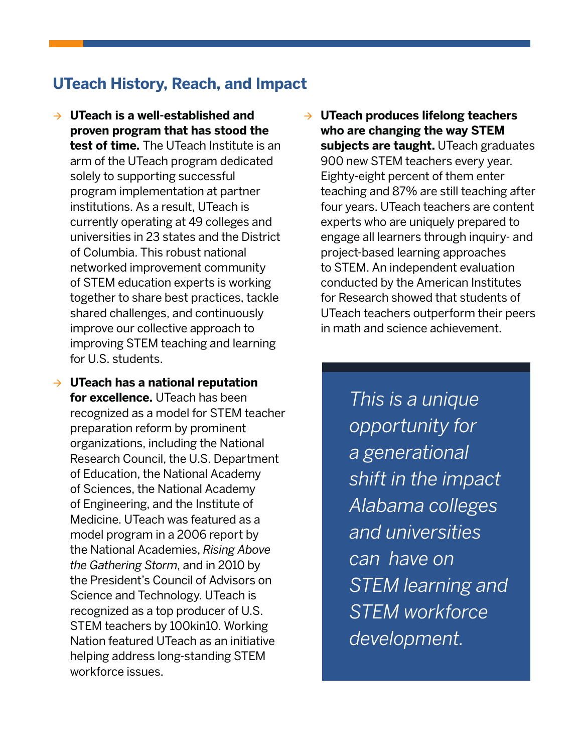## UTeach History, Reach, and Impact

- **UTeach is a well-established and proven program that has stood the test of time.** The UTeach Institute is an arm of the UTeach program dedicated solely to supporting successful program implementation at partner institutions. As a result, UTeach is currently operating at 49 colleges and universities in 23 states and the District of Columbia. This robust national networked improvement community of STEM education experts is working together to share best practices, tackle shared challenges, and continuously improve our collective approach to improving STEM teaching and learning for U.S. students.

- **UTeach has a national reputation for excellence.** UTeach has been recognized as a model for STEM teacher preparation reform by prominent organizations, including the National Research Council, the U.S. Department of Education, the National Academy of Sciences, the National Academy of Engineering, and the Institute of Medicine. UTeach was featured as a model program in a 2006 report by the National Academies, *Rising Above the Gathering Storm*, and in 2010 by the President's Council of Advisors on Science and Technology. UTeach is recognized as a top producer of U.S. STEM teachers by 100kin10. Working Nation featured UTeach as an initiative helping address long-standing STEM workforce issues.

- **UTeach produces lifelong teachers who are changing the way STEM subjects are taught.** UTeach graduates 900 new STEM teachers every year. Eighty-eight percent of them enter teaching and 87% are still teaching after four years. UTeach teachers are content experts who are uniquely prepared to engage all learners through inquiry- and project-based learning approaches to STEM. An independent evaluation conducted by the American Institutes for Research showed that students of UTeach teachers outperform their peers in math and science achievement.

*This is a unique opportunity for a generational shift in the impact Alabama colleges and universities can have on STEM learning and STEM workforce development.*